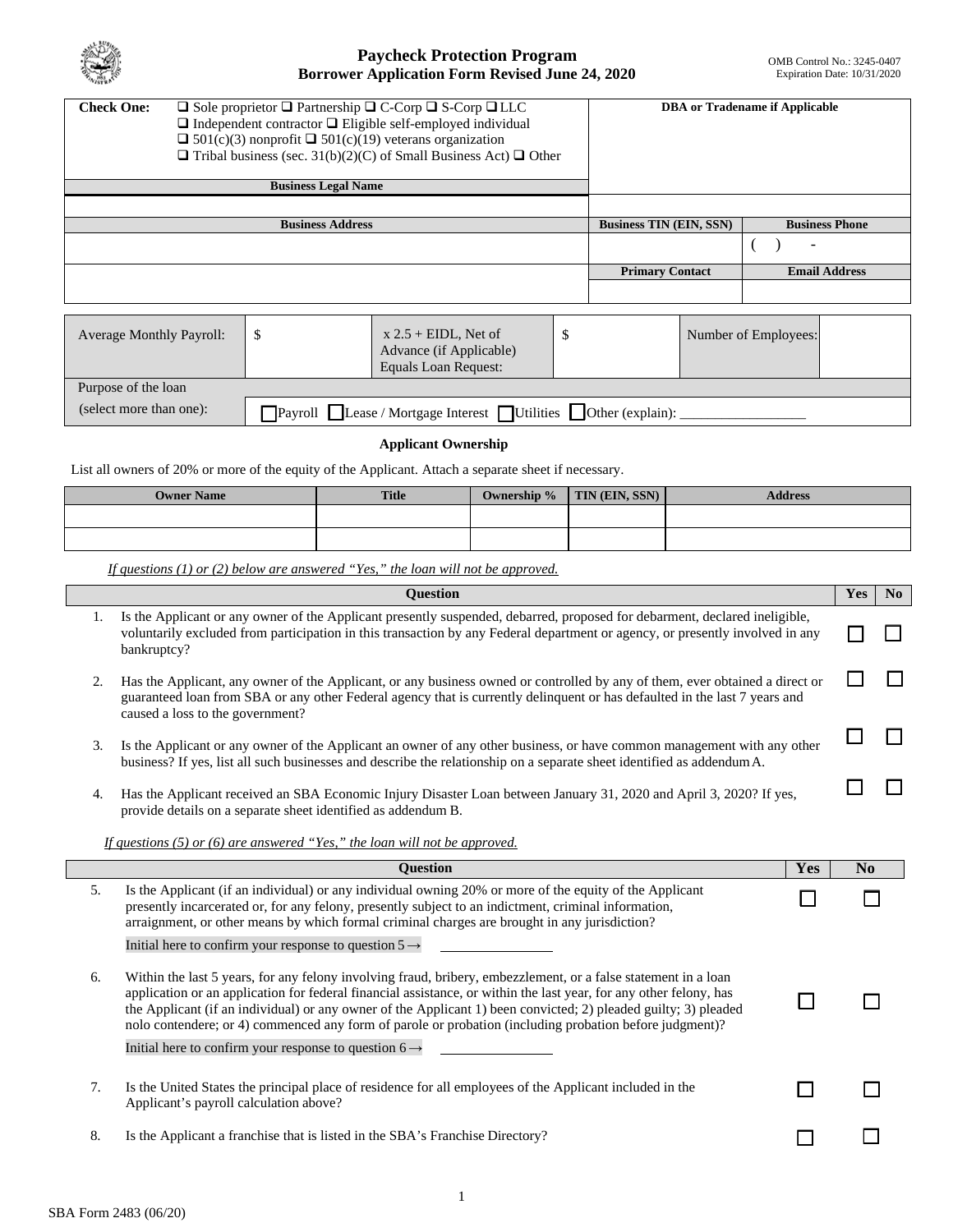# Paycheck Protection Program
## Borrower Application Form Revised June 24, 2020

OMB Control No.: 3245-0407
Expiration Date: 10/31/2020

| **Check One:** ❑ Sole proprietor ❑ Partnership ❑ C-Corp ❑ S-Corp ❑ LLC ❑ Independent contractor ❑ Eligible self-employed individual ❑ 501(c)(3) nonprofit ❑ 501(c)(19) veterans organization ❑ Tribal business (sec. 31(b)(2)(C) of Small Business Act) ❑ Other | **DBA or Tradename if Applicable** | |
|---|---|---|
| **Business Legal Name** | | |
| | | |
| **Business Address** | **Business TIN (EIN, SSN)** | **Business Phone** |
| | | (    )    - |
| | **Primary Contact** | **Email Address** |
| | | |

| Average Monthly Payroll: | $ | x 2.5 + EIDL, Net of Advance (if Applicable) Equals Loan Request: | $ | Number of Employees: | |
|---|---|---|---|---|---|
| Purpose of the loan (select more than one): | ☐Payroll ☐Lease / Mortgage Interest ☐Utilities ☐Other (explain): __________________ | | | | |

### Applicant Ownership

List all owners of 20% or more of the equity of the Applicant. Attach a separate sheet if necessary.

| Owner Name | Title | Ownership % | TIN (EIN, SSN) | Address |
|---|---|---|---|---|
| | | | | |
| | | | | |

*If questions (1) or (2) below are answered "Yes," the loan will not be approved.*

| | Question | Yes | No |
|---|---|---|---|
| 1. | Is the Applicant or any owner of the Applicant presently suspended, debarred, proposed for debarment, declared ineligible, voluntarily excluded from participation in this transaction by any Federal department or agency, or presently involved in any bankruptcy? | ☐ | ☐ |
| 2. | Has the Applicant, any owner of the Applicant, or any business owned or controlled by any of them, ever obtained a direct or guaranteed loan from SBA or any other Federal agency that is currently delinquent or has defaulted in the last 7 years and caused a loss to the government? | ☐ | ☐ |
| 3. | Is the Applicant or any owner of the Applicant an owner of any other business, or have common management with any other business? If yes, list all such businesses and describe the relationship on a separate sheet identified as addendum A. | ☐ | ☐ |
| 4. | Has the Applicant received an SBA Economic Injury Disaster Loan between January 31, 2020 and April 3, 2020? If yes, provide details on a separate sheet identified as addendum B. | ☐ | ☐ |

*If questions (5) or (6) are answered "Yes," the loan will not be approved.*

| | Question | Yes | No |
|---|---|---|---|
| 5. | Is the Applicant (if an individual) or any individual owning 20% or more of the equity of the Applicant presently incarcerated or, for any felony, presently subject to an indictment, criminal information, arraignment, or other means by which formal criminal charges are brought in any jurisdiction?<br>Initial here to confirm your response to question 5 → ____________ | ☐ | ☐ |
| 6. | Within the last 5 years, for any felony involving fraud, bribery, embezzlement, or a false statement in a loan application or an application for federal financial assistance, or within the last year, for any other felony, has the Applicant (if an individual) or any owner of the Applicant 1) been convicted; 2) pleaded guilty; 3) pleaded nolo contendere; or 4) commenced any form of parole or probation (including probation before judgment)?<br>Initial here to confirm your response to question 6 → ____________ | ☐ | ☐ |
| 7. | Is the United States the principal place of residence for all employees of the Applicant included in the Applicant's payroll calculation above? | ☐ | ☐ |
| 8. | Is the Applicant a franchise that is listed in the SBA's Franchise Directory? | ☐ | ☐ |

SBA Form 2483 (06/20)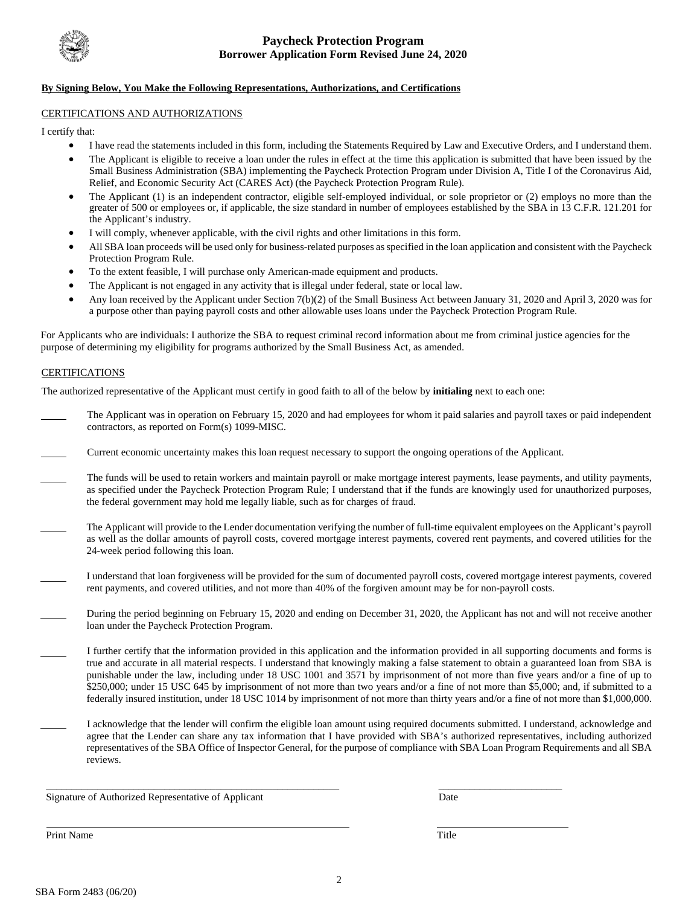# Paycheck Protection Program
## Borrower Application Form Revised June 24, 2020

**By Signing Below, You Make the Following Representations, Authorizations, and Certifications**

CERTIFICATIONS AND AUTHORIZATIONS

I certify that:

- I have read the statements included in this form, including the Statements Required by Law and Executive Orders, and I understand them.
- The Applicant is eligible to receive a loan under the rules in effect at the time this application is submitted that have been issued by the Small Business Administration (SBA) implementing the Paycheck Protection Program under Division A, Title I of the Coronavirus Aid, Relief, and Economic Security Act (CARES Act) (the Paycheck Protection Program Rule).
- The Applicant (1) is an independent contractor, eligible self-employed individual, or sole proprietor or (2) employs no more than the greater of 500 or employees or, if applicable, the size standard in number of employees established by the SBA in 13 C.F.R. 121.201 for the Applicant's industry.
- I will comply, whenever applicable, with the civil rights and other limitations in this form.
- All SBA loan proceeds will be used only for business-related purposes as specified in the loan application and consistent with the Paycheck Protection Program Rule.
- To the extent feasible, I will purchase only American-made equipment and products.
- The Applicant is not engaged in any activity that is illegal under federal, state or local law.
- Any loan received by the Applicant under Section 7(b)(2) of the Small Business Act between January 31, 2020 and April 3, 2020 was for a purpose other than paying payroll costs and other allowable uses loans under the Paycheck Protection Program Rule.

For Applicants who are individuals: I authorize the SBA to request criminal record information about me from criminal justice agencies for the purpose of determining my eligibility for programs authorized by the Small Business Act, as amended.

CERTIFICATIONS

The authorized representative of the Applicant must certify in good faith to all of the below by **initialing** next to each one:

_____ The Applicant was in operation on February 15, 2020 and had employees for whom it paid salaries and payroll taxes or paid independent contractors, as reported on Form(s) 1099-MISC.

_____ Current economic uncertainty makes this loan request necessary to support the ongoing operations of the Applicant.

_____ The funds will be used to retain workers and maintain payroll or make mortgage interest payments, lease payments, and utility payments, as specified under the Paycheck Protection Program Rule; I understand that if the funds are knowingly used for unauthorized purposes, the federal government may hold me legally liable, such as for charges of fraud.

_____ The Applicant will provide to the Lender documentation verifying the number of full-time equivalent employees on the Applicant's payroll as well as the dollar amounts of payroll costs, covered mortgage interest payments, covered rent payments, and covered utilities for the 24-week period following this loan.

_____ I understand that loan forgiveness will be provided for the sum of documented payroll costs, covered mortgage interest payments, covered rent payments, and covered utilities, and not more than 40% of the forgiven amount may be for non-payroll costs.

_____ During the period beginning on February 15, 2020 and ending on December 31, 2020, the Applicant has not and will not receive another loan under the Paycheck Protection Program.

_____ I further certify that the information provided in this application and the information provided in all supporting documents and forms is true and accurate in all material respects. I understand that knowingly making a false statement to obtain a guaranteed loan from SBA is punishable under the law, including under 18 USC 1001 and 3571 by imprisonment of not more than five years and/or a fine of up to $250,000; under 15 USC 645 by imprisonment of not more than two years and/or a fine of not more than $5,000; and, if submitted to a federally insured institution, under 18 USC 1014 by imprisonment of not more than thirty years and/or a fine of not more than $1,000,000.

_____ I acknowledge that the lender will confirm the eligible loan amount using required documents submitted. I understand, acknowledge and agree that the Lender can share any tax information that I have provided with SBA's authorized representatives, including authorized representatives of the SBA Office of Inspector General, for the purpose of compliance with SBA Loan Program Requirements and all SBA reviews.

\_\_\_\_\_\_\_\_\_\_\_\_\_\_\_\_\_\_\_\_\_\_\_\_\_\_\_\_\_\_\_\_\_\_\_\_\_\_\_\_ \_\_\_\_\_\_\_\_\_\_\_\_\_\_\_\_\_\_\_\_

Signature of Authorized Representative of Applicant — Date

\_\_\_\_\_\_\_\_\_\_\_\_\_\_\_\_\_\_\_\_\_\_\_\_\_\_\_\_\_\_\_\_\_\_\_\_\_\_\_\_ \_\_\_\_\_\_\_\_\_\_\_\_\_\_\_\_\_\_\_\_

Print Name — Title

SBA Form 2483 (06/20)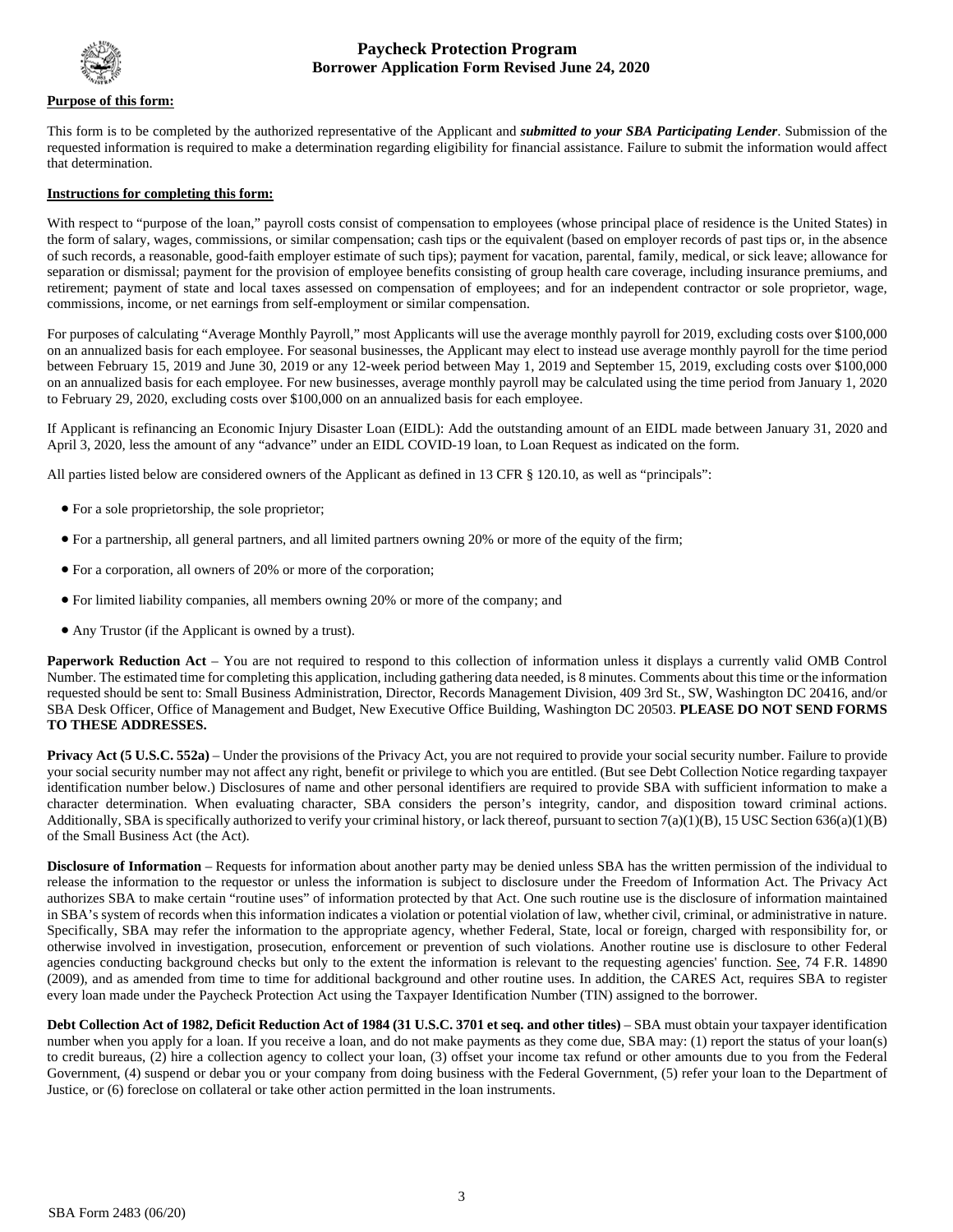# Paycheck Protection Program
## Borrower Application Form Revised June 24, 2020

**Purpose of this form:**

This form is to be completed by the authorized representative of the Applicant and ***submitted to your SBA Participating Lender***. Submission of the requested information is required to make a determination regarding eligibility for financial assistance. Failure to submit the information would affect that determination.

**Instructions for completing this form:**

With respect to "purpose of the loan," payroll costs consist of compensation to employees (whose principal place of residence is the United States) in the form of salary, wages, commissions, or similar compensation; cash tips or the equivalent (based on employer records of past tips or, in the absence of such records, a reasonable, good-faith employer estimate of such tips); payment for vacation, parental, family, medical, or sick leave; allowance for separation or dismissal; payment for the provision of employee benefits consisting of group health care coverage, including insurance premiums, and retirement; payment of state and local taxes assessed on compensation of employees; and for an independent contractor or sole proprietor, wage, commissions, income, or net earnings from self-employment or similar compensation.

For purposes of calculating "Average Monthly Payroll," most Applicants will use the average monthly payroll for 2019, excluding costs over $100,000 on an annualized basis for each employee. For seasonal businesses, the Applicant may elect to instead use average monthly payroll for the time period between February 15, 2019 and June 30, 2019 or any 12-week period between May 1, 2019 and September 15, 2019, excluding costs over $100,000 on an annualized basis for each employee. For new businesses, average monthly payroll may be calculated using the time period from January 1, 2020 to February 29, 2020, excluding costs over $100,000 on an annualized basis for each employee.

If Applicant is refinancing an Economic Injury Disaster Loan (EIDL): Add the outstanding amount of an EIDL made between January 31, 2020 and April 3, 2020, less the amount of any "advance" under an EIDL COVID-19 loan, to Loan Request as indicated on the form.

All parties listed below are considered owners of the Applicant as defined in 13 CFR § 120.10, as well as "principals":

- For a sole proprietorship, the sole proprietor;
- For a partnership, all general partners, and all limited partners owning 20% or more of the equity of the firm;
- For a corporation, all owners of 20% or more of the corporation;
- For limited liability companies, all members owning 20% or more of the company; and
- Any Trustor (if the Applicant is owned by a trust).

**Paperwork Reduction Act** – You are not required to respond to this collection of information unless it displays a currently valid OMB Control Number. The estimated time for completing this application, including gathering data needed, is 8 minutes. Comments about this time or the information requested should be sent to: Small Business Administration, Director, Records Management Division, 409 3rd St., SW, Washington DC 20416, and/or SBA Desk Officer, Office of Management and Budget, New Executive Office Building, Washington DC 20503. **PLEASE DO NOT SEND FORMS TO THESE ADDRESSES.**

**Privacy Act (5 U.S.C. 552a)** – Under the provisions of the Privacy Act, you are not required to provide your social security number. Failure to provide your social security number may not affect any right, benefit or privilege to which you are entitled. (But see Debt Collection Notice regarding taxpayer identification number below.) Disclosures of name and other personal identifiers are required to provide SBA with sufficient information to make a character determination. When evaluating character, SBA considers the person's integrity, candor, and disposition toward criminal actions. Additionally, SBA is specifically authorized to verify your criminal history, or lack thereof, pursuant to section 7(a)(1)(B), 15 USC Section 636(a)(1)(B) of the Small Business Act (the Act).

**Disclosure of Information** – Requests for information about another party may be denied unless SBA has the written permission of the individual to release the information to the requestor or unless the information is subject to disclosure under the Freedom of Information Act. The Privacy Act authorizes SBA to make certain "routine uses" of information protected by that Act. One such routine use is the disclosure of information maintained in SBA's system of records when this information indicates a violation or potential violation of law, whether civil, criminal, or administrative in nature. Specifically, SBA may refer the information to the appropriate agency, whether Federal, State, local or foreign, charged with responsibility for, or otherwise involved in investigation, prosecution, enforcement or prevention of such violations. Another routine use is disclosure to other Federal agencies conducting background checks but only to the extent the information is relevant to the requesting agencies' function. See, 74 F.R. 14890 (2009), and as amended from time to time for additional background and other routine uses. In addition, the CARES Act, requires SBA to register every loan made under the Paycheck Protection Act using the Taxpayer Identification Number (TIN) assigned to the borrower.

**Debt Collection Act of 1982, Deficit Reduction Act of 1984 (31 U.S.C. 3701 et seq. and other titles)** – SBA must obtain your taxpayer identification number when you apply for a loan. If you receive a loan, and do not make payments as they come due, SBA may: (1) report the status of your loan(s) to credit bureaus, (2) hire a collection agency to collect your loan, (3) offset your income tax refund or other amounts due to you from the Federal Government, (4) suspend or debar you or your company from doing business with the Federal Government, (5) refer your loan to the Department of Justice, or (6) foreclose on collateral or take other action permitted in the loan instruments.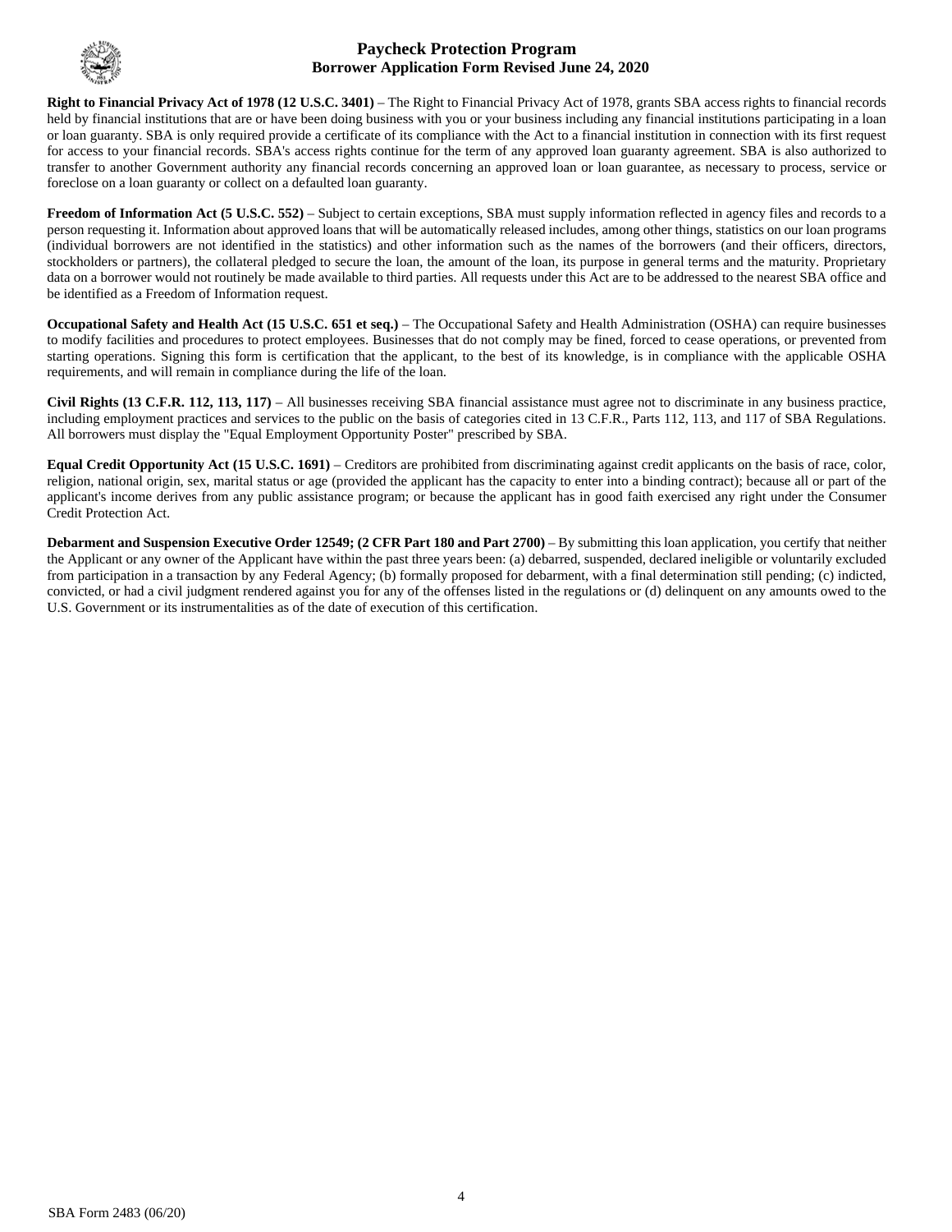**Right to Financial Privacy Act of 1978 (12 U.S.C. 3401)** – The Right to Financial Privacy Act of 1978, grants SBA access rights to financial records held by financial institutions that are or have been doing business with you or your business including any financial institutions participating in a loan or loan guaranty. SBA is only required provide a certificate of its compliance with the Act to a financial institution in connection with its first request for access to your financial records. SBA's access rights continue for the term of any approved loan guaranty agreement. SBA is also authorized to transfer to another Government authority any financial records concerning an approved loan or loan guarantee, as necessary to process, service or foreclose on a loan guaranty or collect on a defaulted loan guaranty.

**Freedom of Information Act (5 U.S.C. 552)** – Subject to certain exceptions, SBA must supply information reflected in agency files and records to a person requesting it. Information about approved loans that will be automatically released includes, among other things, statistics on our loan programs (individual borrowers are not identified in the statistics) and other information such as the names of the borrowers (and their officers, directors, stockholders or partners), the collateral pledged to secure the loan, the amount of the loan, its purpose in general terms and the maturity. Proprietary data on a borrower would not routinely be made available to third parties. All requests under this Act are to be addressed to the nearest SBA office and be identified as a Freedom of Information request.

**Occupational Safety and Health Act (15 U.S.C. 651 et seq.)** – The Occupational Safety and Health Administration (OSHA) can require businesses to modify facilities and procedures to protect employees. Businesses that do not comply may be fined, forced to cease operations, or prevented from starting operations. Signing this form is certification that the applicant, to the best of its knowledge, is in compliance with the applicable OSHA requirements, and will remain in compliance during the life of the loan.

**Civil Rights (13 C.F.R. 112, 113, 117)** – All businesses receiving SBA financial assistance must agree not to discriminate in any business practice, including employment practices and services to the public on the basis of categories cited in 13 C.F.R., Parts 112, 113, and 117 of SBA Regulations. All borrowers must display the "Equal Employment Opportunity Poster" prescribed by SBA.

**Equal Credit Opportunity Act (15 U.S.C. 1691)** – Creditors are prohibited from discriminating against credit applicants on the basis of race, color, religion, national origin, sex, marital status or age (provided the applicant has the capacity to enter into a binding contract); because all or part of the applicant's income derives from any public assistance program; or because the applicant has in good faith exercised any right under the Consumer Credit Protection Act.

**Debarment and Suspension Executive Order 12549; (2 CFR Part 180 and Part 2700)** – By submitting this loan application, you certify that neither the Applicant or any owner of the Applicant have within the past three years been: (a) debarred, suspended, declared ineligible or voluntarily excluded from participation in a transaction by any Federal Agency; (b) formally proposed for debarment, with a final determination still pending; (c) indicted, convicted, or had a civil judgment rendered against you for any of the offenses listed in the regulations or (d) delinquent on any amounts owed to the U.S. Government or its instrumentalities as of the date of execution of this certification.